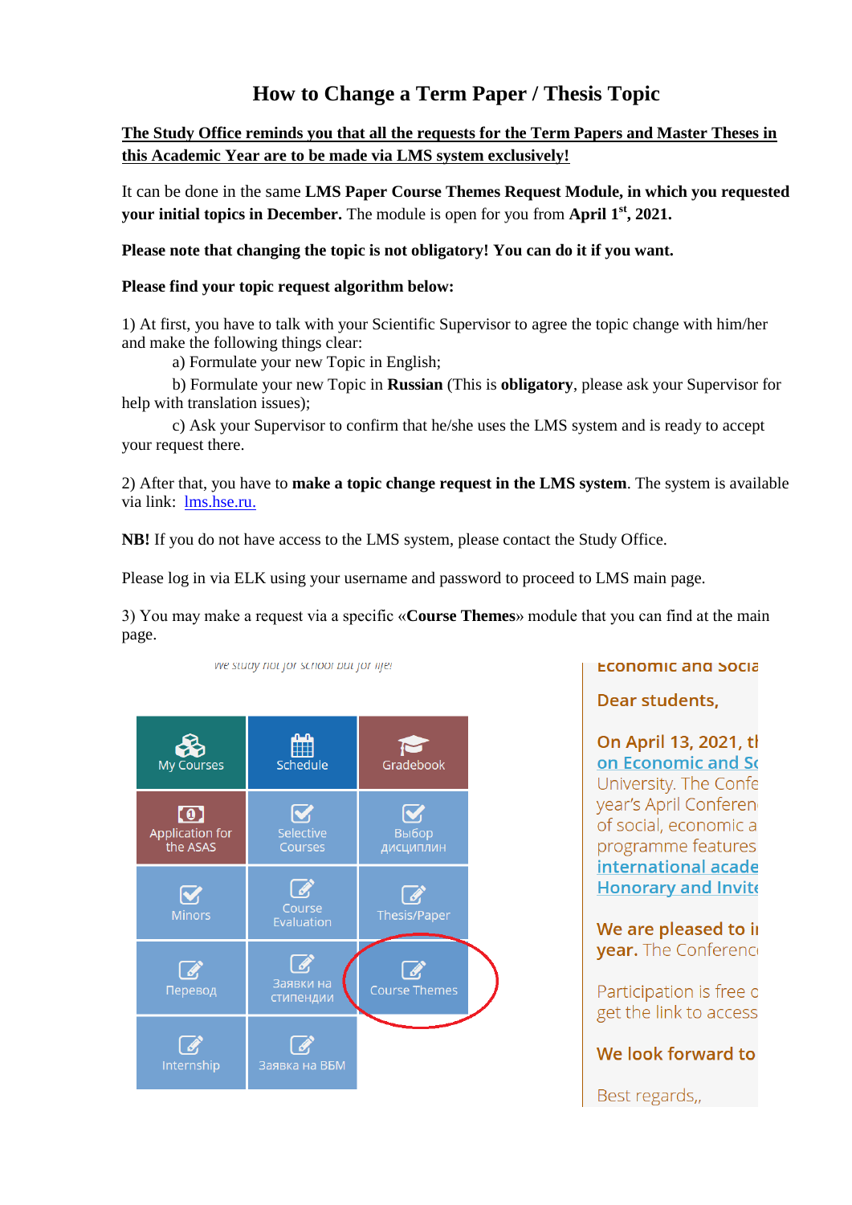# How to Change a Term Paper / Thesis Topic

**The Study Office reminds you that all the requests for the Term Papers and Master Theses in this Academic Year are to be made via LMS system exclusively!**

It can be done in the same **LMS Paper Course Themes Request Module, in which you requested your initial topics in December.** The module is open for you from **April 1st, 2021.**

**Please note that changing the topic is not obligatory! You can do it if you want.**

**Please find your topic request algorithm below:**

1) At first, you have to talk with your Scientific Supervisor to agree the topic change with him/her and make the following things clear:

a) Formulate your new Topic in English;

b) Formulate your new Topic in **Russian** (This is **obligatory**, please ask your Supervisor for help with translation issues);

c) Ask your Supervisor to confirm that he/she uses the LMS system and is ready to accept your request there.

2) After that, you have to **make a topic change request in the LMS system**. The system is available via link: [lms.hse.ru.](lms.hse.ru)

**NB!** If you do not have access to the LMS system, please contact the Study Office.

Please log in via ELK using your username and password to proceed to LMS main page.

3) You may make a request via a specific «**Course Themes**» module that you can find at the main page.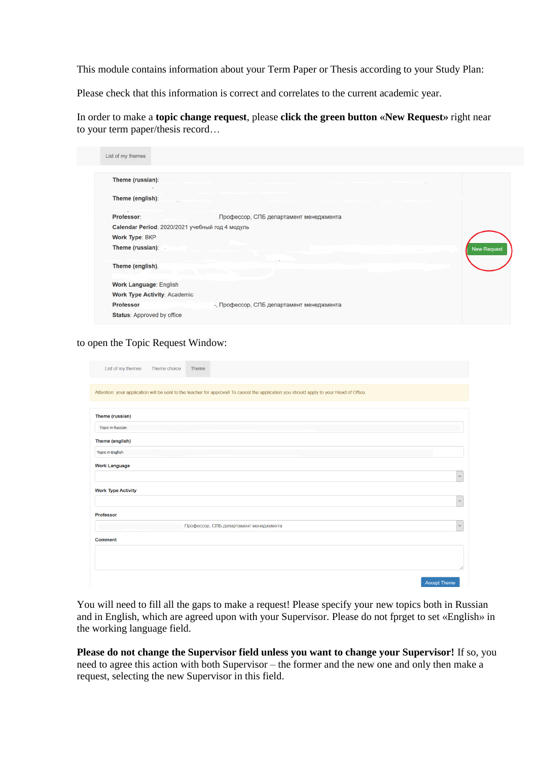This module contains information about your Term Paper or Thesis according to your Study Plan:

Please check that this information is correct and correlates to the current academic year.

In order to make a **topic change request**, please **click the green button «New Request»** right near to your term paper/thesis record…

List of my themes

**Theme (russian)**:

**Theme (english)**:

**Professor**: Профессор, СПБ департамент менеджмента
**Calendar Period**: 2020/2021 учебный год 4 модуль
**Work Type**: ВКР
**Theme (russian)**:

**Theme (english)**:

**Work Language**: English
**Work Type Activity**: Academic
**Professor**: -, Профессор, СПБ департамент менеджмента
**Status**: Approved by office

New Request

to open the Topic Request Window:

List of my themes | Theme choice | Theme

Attention: your application will be sent to the teacher for approval! To cancel the application you should apply to your Head of Office.

**Theme (russian)**
Topic in Russian

**Theme (english)**
Topic in English

**Work Language**

**Work Type Activity**

**Professor**
Профессор, СПБ департамент менеджмента

**Comment**

Accept Theme

You will need to fill all the gaps to make a request! Please specify your new topics both in Russian and in English, which are agreed upon with your Supervisor. Please do not fprget to set «English» in the working language field.

**Please do not change the Supervisor field unless you want to change your Supervisor!** If so, you need to agree this action with both Supervisor – the former and the new one and only then make a request, selecting the new Supervisor in this field.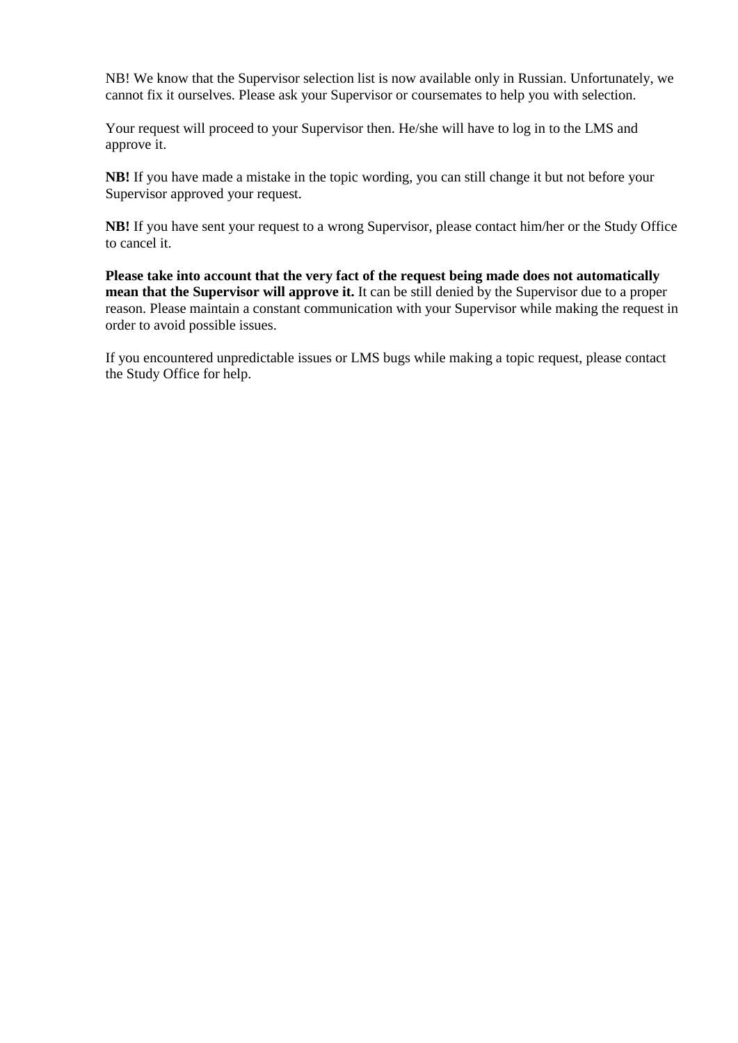NB! We know that the Supervisor selection list is now available only in Russian. Unfortunately, we cannot fix it ourselves. Please ask your Supervisor or coursemates to help you with selection.

Your request will proceed to your Supervisor then. He/she will have to log in to the LMS and approve it.

**NB!** If you have made a mistake in the topic wording, you can still change it but not before your Supervisor approved your request.

**NB!** If you have sent your request to a wrong Supervisor, please contact him/her or the Study Office to cancel it.

**Please take into account that the very fact of the request being made does not automatically mean that the Supervisor will approve it.** It can be still denied by the Supervisor due to a proper reason. Please maintain a constant communication with your Supervisor while making the request in order to avoid possible issues.

If you encountered unpredictable issues or LMS bugs while making a topic request, please contact the Study Office for help.